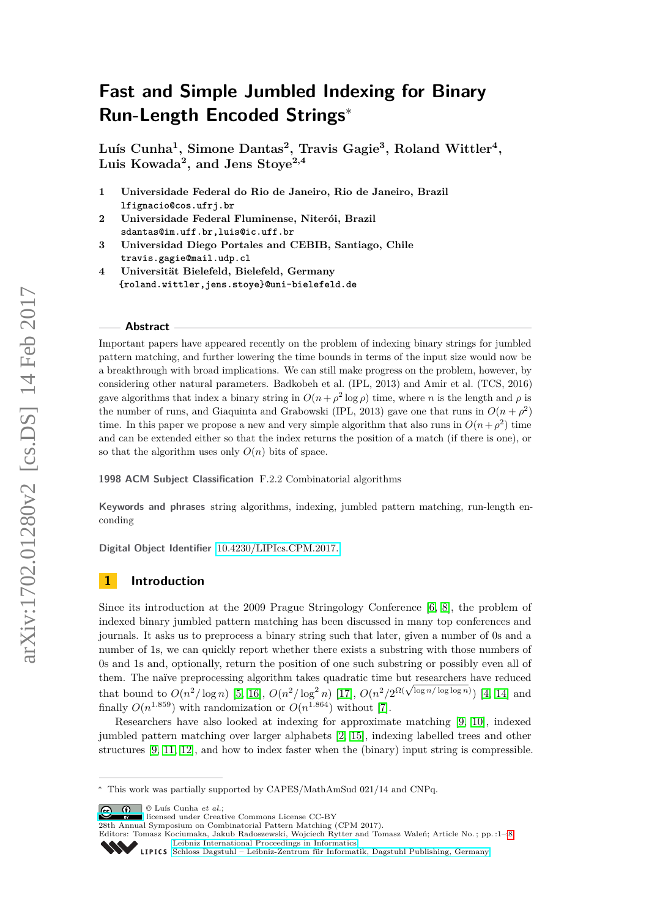# Fast and Simple Jumbled Indexing for Binary Run-Length Encoded Strings*

**Luís Cunha[1], Simone Dantas[2], Travis Gagie[3], Roland Wittler[4], Luis Kowada[2], and Jens Stoye[2,4]**

1. **Universidade Federal do Rio de Janeiro, Rio de Janeiro, Brazil**
   lfignacio@cos.ufrj.br
2. **Universidade Federal Fluminense, Niterói, Brazil**
   sdantas@im.uff.br,luis@ic.uff.br
3. **Universidad Diego Portales and CEBIB, Santiago, Chile**
   travis.gagie@mail.udp.cl
4. **Universität Bielefeld, Bielefeld, Germany**
   {roland.wittler,jens.stoye}@uni-bielefeld.de

## Abstract

Important papers have appeared recently on the problem of indexing binary strings for jumbled pattern matching, and further lowering the time bounds in terms of the input size would now be a breakthrough with broad implications. We can still make progress on the problem, however, by considering other natural parameters. Badkobeh et al. (IPL, 2013) and Amir et al. (TCS, 2016) gave algorithms that index a binary string in $O(n + \rho^2 \log \rho)$ time, where $n$ is the length and $\rho$ is the number of runs, and Giaquinta and Grabowski (IPL, 2013) gave one that runs in $O(n + \rho^2)$ time. In this paper we propose a new and very simple algorithm that also runs in $O(n + \rho^2)$ time and can be extended either so that the index returns the position of a match (if there is one), or so that the algorithm uses only $O(n)$ bits of space.

**1998 ACM Subject Classification** F.2.2 Combinatorial algorithms

**Keywords and phrases** string algorithms, indexing, jumbled pattern matching, run-length enconding

**Digital Object Identifier** 10.4230/LIPIcs.CPM.2017.

## 1 Introduction

Since its introduction at the 2009 Prague Stringology Conference [6, 8], the problem of indexed binary jumbled pattern matching has been discussed in many top conferences and journals. It asks us to preprocess a binary string such that later, given a number of 0s and a number of 1s, we can quickly report whether there exists a substring with those numbers of 0s and 1s and, optionally, return the position of one such substring or possibly even all of them. The naïve preprocessing algorithm takes quadratic time but researchers have reduced that bound to $O(n^2/\log n)$ [5, 16], $O(n^2/\log^2 n)$ [17], $O(n^2/2^{\Omega(\sqrt{\log n/\log\log n})})$ [4, 14] and finally $O(n^{1.859})$ with randomization or $O(n^{1.864})$ without [7].

Researchers have also looked at indexing for approximate matching [9, 10], indexed jumbled pattern matching over larger alphabets [2, 15], indexing labelled trees and other structures [9, 11, 12], and how to index faster when the (binary) input string is compressible.

* This work was partially supported by CAPES/MathAmSud 021/14 and CNPq.

© Luís Cunha *et al.*;
licensed under Creative Commons License CC-BY
28th Annual Symposium on Combinatorial Pattern Matching (CPM 2017).
Editors: Tomasz Kociumaka, Jakub Radoszewski, Wojciech Rytter and Tomasz Waleń; Article No. ; pp. :1–:8
Leibniz International Proceedings in Informatics
Schloss Dagstuhl – Leibniz-Zentrum für Informatik, Dagstuhl Publishing, Germany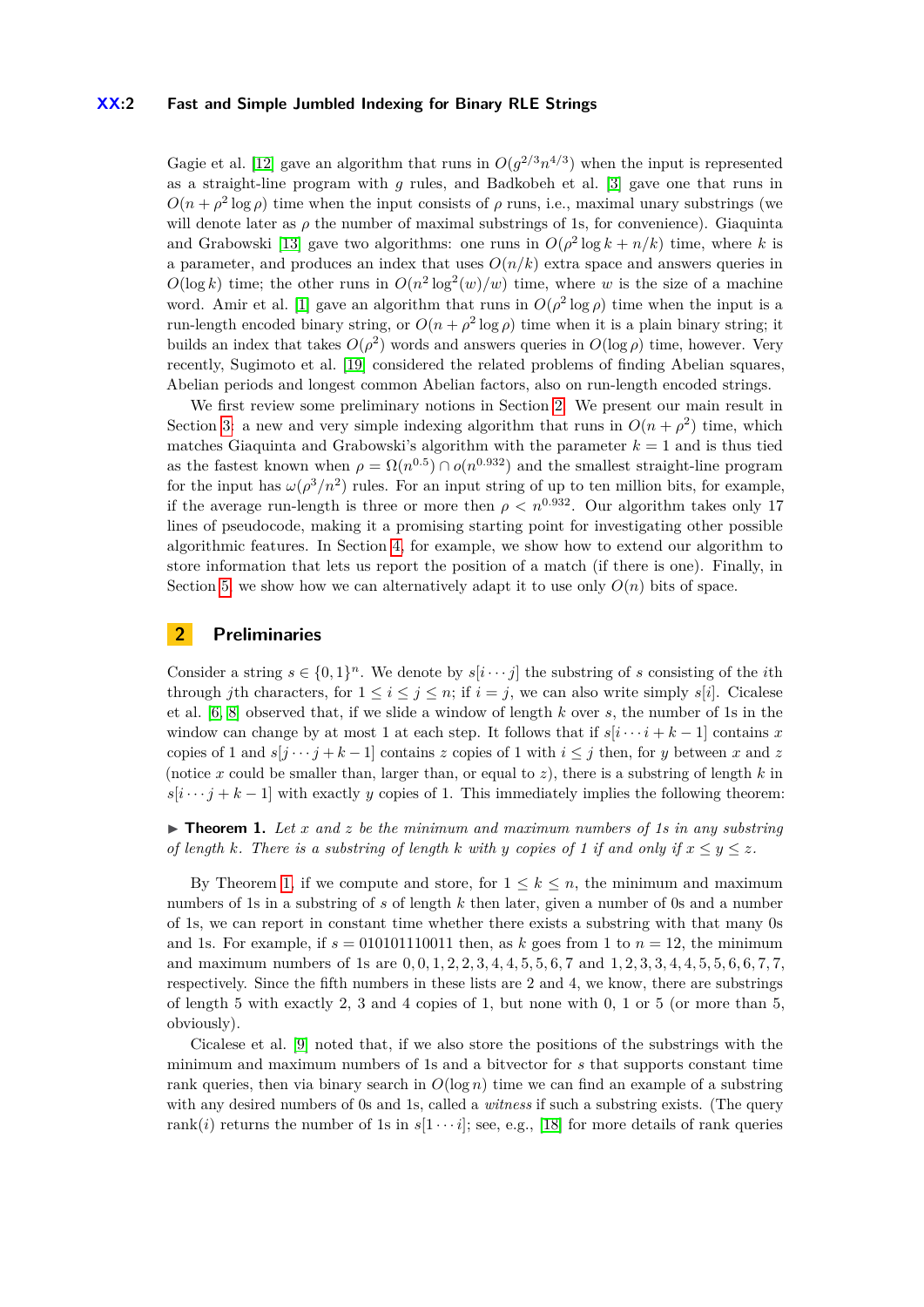Gagie et al. [12] gave an algorithm that runs in $O(g^{2/3}n^{4/3})$ when the input is represented as a straight-line program with $g$ rules, and Badkobeh et al. [3] gave one that runs in $O(n + \rho^2 \log \rho)$ time when the input consists of $\rho$ runs, i.e., maximal unary substrings (we will denote later as $\rho$ the number of maximal substrings of 1s, for convenience). Giaquinta and Grabowski [13] gave two algorithms: one runs in $O(\rho^2 \log k + n/k)$ time, where $k$ is a parameter, and produces an index that uses $O(n/k)$ extra space and answers queries in $O(\log k)$ time; the other runs in $O(n^2 \log^2(w)/w)$ time, where $w$ is the size of a machine word. Amir et al. [1] gave an algorithm that runs in $O(\rho^2 \log \rho)$ time when the input is a run-length encoded binary string, or $O(n + \rho^2 \log \rho)$ time when it is a plain binary string; it builds an index that takes $O(\rho^2)$ words and answers queries in $O(\log \rho)$ time, however. Very recently, Sugimoto et al. [19] considered the related problems of finding Abelian squares, Abelian periods and longest common Abelian factors, also on run-length encoded strings.

We first review some preliminary notions in Section 2. We present our main result in Section 3: a new and very simple indexing algorithm that runs in $O(n + \rho^2)$ time, which matches Giaquinta and Grabowski's algorithm with the parameter $k = 1$ and is thus tied as the fastest known when $\rho = \Omega(n^{0.5}) \cap o(n^{0.932})$ and the smallest straight-line program for the input has $\omega(\rho^3/n^2)$ rules. For an input string of up to ten million bits, for example, if the average run-length is three or more then $\rho < n^{0.932}$. Our algorithm takes only 17 lines of pseudocode, making it a promising starting point for investigating other possible algorithmic features. In Section 4, for example, we show how to extend our algorithm to store information that lets us report the position of a match (if there is one). Finally, in Section 5, we show how we can alternatively adapt it to use only $O(n)$ bits of space.

## 2 Preliminaries

Consider a string $s \in \{0, 1\}^n$. We denote by $s[i \cdots j]$ the substring of $s$ consisting of the $i$th through $j$th characters, for $1 \leq i \leq j \leq n$; if $i = j$, we can also write simply $s[i]$. Cicalese et al. [6, 8] observed that, if we slide a window of length $k$ over $s$, the number of 1s in the window can change by at most 1 at each step. It follows that if $s[i \cdots i + k - 1]$ contains $x$ copies of 1 and $s[j \cdots j + k - 1]$ contains $z$ copies of 1 with $i \leq j$ then, for $y$ between $x$ and $z$ (notice $x$ could be smaller than, larger than, or equal to $z$), there is a substring of length $k$ in $s[i \cdots j + k - 1]$ with exactly $y$ copies of 1. This immediately implies the following theorem:

▶ **Theorem 1.** *Let $x$ and $z$ be the minimum and maximum numbers of 1s in any substring of length $k$. There is a substring of length $k$ with $y$ copies of 1 if and only if $x \leq y \leq z$.*

By Theorem 1, if we compute and store, for $1 \leq k \leq n$, the minimum and maximum numbers of 1s in a substring of $s$ of length $k$ then later, given a number of 0s and a number of 1s, we can report in constant time whether there exists a substring with that many 0s and 1s. For example, if $s = 010101110011$ then, as $k$ goes from 1 to $n = 12$, the minimum and maximum numbers of 1s are $0, 0, 1, 2, 2, 3, 4, 4, 5, 5, 6, 7$ and $1, 2, 3, 3, 4, 4, 5, 5, 6, 6, 7, 7$, respectively. Since the fifth numbers in these lists are 2 and 4, we know, there are substrings of length 5 with exactly 2, 3 and 4 copies of 1, but none with 0, 1 or 5 (or more than 5, obviously).

Cicalese et al. [9] noted that, if we also store the positions of the substrings with the minimum and maximum numbers of 1s and a bitvector for $s$ that supports constant time rank queries, then via binary search in $O(\log n)$ time we can find an example of a substring with any desired numbers of 0s and 1s, called a *witness* if such a substring exists. (The query $\text{rank}(i)$ returns the number of 1s in $s[1 \cdots i]$; see, e.g., [18] for more details of rank queries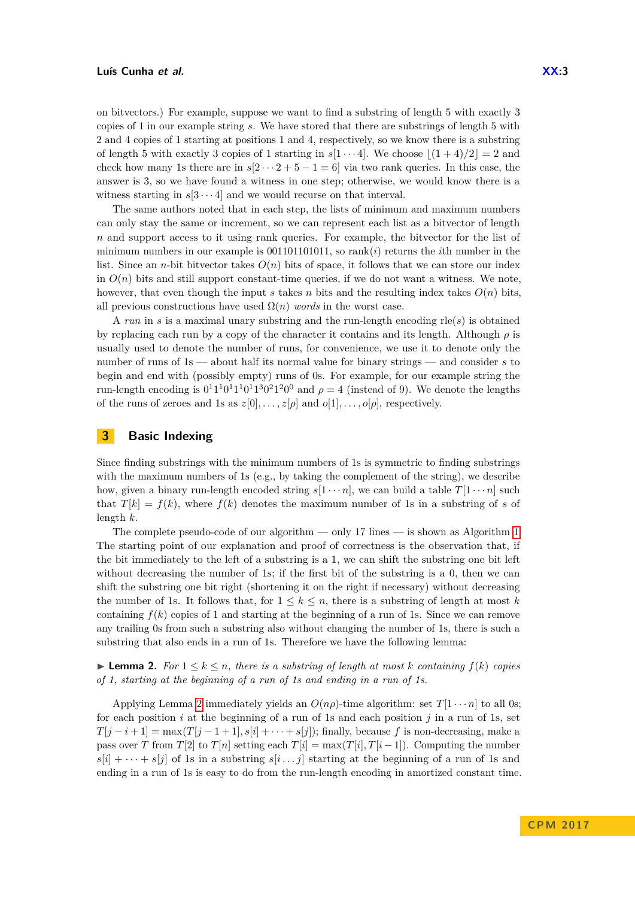on bitvectors.) For example, suppose we want to find a substring of length 5 with exactly 3 copies of 1 in our example string $s$. We have stored that there are substrings of length 5 with 2 and 4 copies of 1 starting at positions 1 and 4, respectively, so we know there is a substring of length 5 with exactly 3 copies of 1 starting in $s[1 \cdots 4]$. We choose $\lfloor (1+4)/2 \rfloor = 2$ and check how many 1s there are in $s[2 \cdots 2+5-1=6]$ via two rank queries. In this case, the answer is 3, so we have found a witness in one step; otherwise, we would know there is a witness starting in $s[3 \cdots 4]$ and we would recurse on that interval.

The same authors noted that in each step, the lists of minimum and maximum numbers can only stay the same or increment, so we can represent each list as a bitvector of length $n$ and support access to it using rank queries. For example, the bitvector for the list of minimum numbers in our example is 001101101011, so rank$(i)$ returns the $i$th number in the list. Since an $n$-bit bitvector takes $O(n)$ bits of space, it follows that we can store our index in $O(n)$ bits and still support constant-time queries, if we do not want a witness. We note, however, that even though the input $s$ takes $n$ bits and the resulting index takes $O(n)$ bits, all previous constructions have used $\Omega(n)$ *words* in the worst case.

A *run* in $s$ is a maximal unary substring and the run-length encoding rle$(s)$ is obtained by replacing each run by a copy of the character it contains and its length. Although $\rho$ is usually used to denote the number of runs, for convenience, we use it to denote only the number of runs of 1s — about half its normal value for binary strings — and consider $s$ to begin and end with (possibly empty) runs of 0s. For example, for our example string the run-length encoding is $0^1 1^1 0^1 1^1 0^1 1^3 0^2 1^2 0^0$ and $\rho = 4$ (instead of 9). We denote the lengths of the runs of zeroes and 1s as $z[0], \ldots, z[\rho]$ and $o[1], \ldots, o[\rho]$, respectively.

## 3 Basic Indexing

Since finding substrings with the minimum numbers of 1s is symmetric to finding substrings with the maximum numbers of 1s (e.g., by taking the complement of the string), we describe how, given a binary run-length encoded string $s[1 \cdots n]$, we can build a table $T[1 \cdots n]$ such that $T[k] = f(k)$, where $f(k)$ denotes the maximum number of 1s in a substring of $s$ of length $k$.

The complete pseudo-code of our algorithm — only 17 lines — is shown as Algorithm 1. The starting point of our explanation and proof of correctness is the observation that, if the bit immediately to the left of a substring is a 1, we can shift the substring one bit left without decreasing the number of 1s; if the first bit of the substring is a 0, then we can shift the substring one bit right (shortening it on the right if necessary) without decreasing the number of 1s. It follows that, for $1 \leq k \leq n$, there is a substring of length at most $k$ containing $f(k)$ copies of 1 and starting at the beginning of a run of 1s. Since we can remove any trailing 0s from such a substring also without changing the number of 1s, there is such a substring that also ends in a run of 1s. Therefore we have the following lemma:

▶ **Lemma 2.** *For $1 \leq k \leq n$, there is a substring of length at most $k$ containing $f(k)$ copies of 1, starting at the beginning of a run of 1s and ending in a run of 1s.*

Applying Lemma 2 immediately yields an $O(n\rho)$-time algorithm: set $T[1 \cdots n]$ to all 0s; for each position $i$ at the beginning of a run of 1s and each position $j$ in a run of 1s, set $T[j-i+1] = \max(T[j-1+1], s[i] + \cdots + s[j])$; finally, because $f$ is non-decreasing, make a pass over $T$ from $T[2]$ to $T[n]$ setting each $T[i] = \max(T[i], T[i-1])$. Computing the number $s[i] + \cdots + s[j]$ of 1s in a substring $s[i \ldots j]$ starting at the beginning of a run of 1s and ending in a run of 1s is easy to do from the run-length encoding in amortized constant time.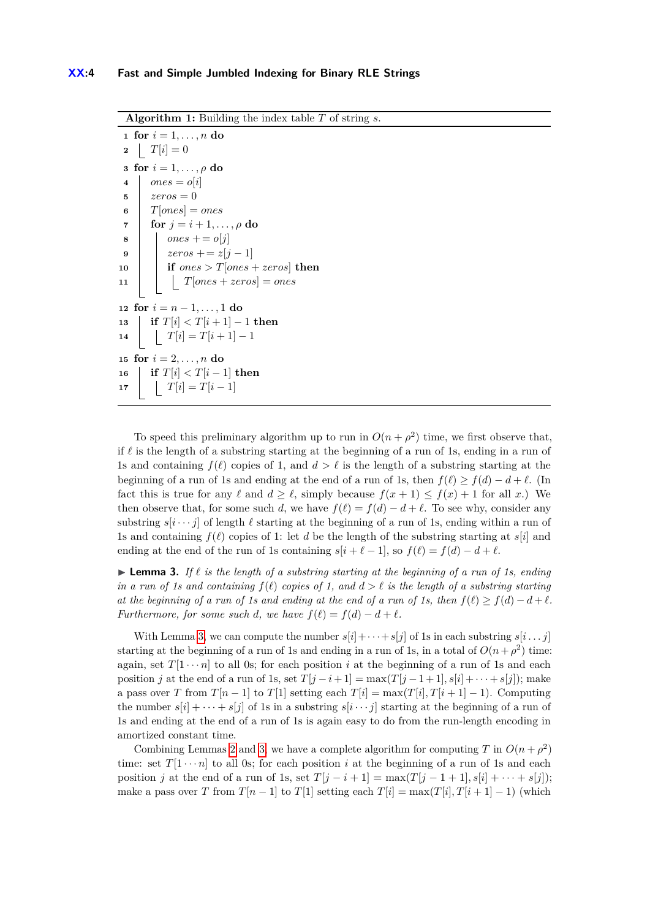**Algorithm 1:** Building the index table $T$ of string $s$.

```
1  for i = 1, ..., n do
2      T[i] = 0
3  for i = 1, ..., ρ do
4      ones = o[i]
5      zeros = 0
6      T[ones] = ones
7      for j = i + 1, ..., ρ do
8          ones += o[j]
9          zeros += z[j − 1]
10         if ones > T[ones + zeros] then
11             T[ones + zeros] = ones
12 for i = n − 1, ..., 1 do
13     if T[i] < T[i + 1] − 1 then
14         T[i] = T[i + 1] − 1
15 for i = 2, ..., n do
16     if T[i] < T[i − 1] then
17         T[i] = T[i − 1]
```

To speed this preliminary algorithm up to run in $O(n + \rho^2)$ time, we first observe that, if $\ell$ is the length of a substring starting at the beginning of a run of 1s, ending in a run of 1s and containing $f(\ell)$ copies of 1, and $d > \ell$ is the length of a substring starting at the beginning of a run of 1s and ending at the end of a run of 1s, then $f(\ell) \geq f(d) - d + \ell$. (In fact this is true for any $\ell$ and $d \geq \ell$, simply because $f(x + 1) \leq f(x) + 1$ for all $x$.) We then observe that, for some such $d$, we have $f(\ell) = f(d) - d + \ell$. To see why, consider any substring $s[i \cdots j]$ of length $\ell$ starting at the beginning of a run of 1s, ending within a run of 1s and containing $f(\ell)$ copies of 1: let $d$ be the length of the substring starting at $s[i]$ and ending at the end of the run of 1s containing $s[i + \ell - 1]$, so $f(\ell) = f(d) - d + \ell$.

▶ **Lemma 3.** *If $\ell$ is the length of a substring starting at the beginning of a run of 1s, ending in a run of 1s and containing $f(\ell)$ copies of 1, and $d > \ell$ is the length of a substring starting at the beginning of a run of 1s and ending at the end of a run of 1s, then $f(\ell) \geq f(d) - d + \ell$. Furthermore, for some such $d$, we have $f(\ell) = f(d) - d + \ell$.*

With Lemma 3, we can compute the number $s[i] + \cdots + s[j]$ of 1s in each substring $s[i \ldots j]$ starting at the beginning of a run of 1s and ending in a run of 1s, in a total of $O(n + \rho^2)$ time: again, set $T[1 \cdots n]$ to all 0s; for each position $i$ at the beginning of a run of 1s and each position $j$ at the end of a run of 1s, set $T[j - i + 1] = \max(T[j - 1 + 1], s[i] + \cdots + s[j])$; make a pass over $T$ from $T[n - 1]$ to $T[1]$ setting each $T[i] = \max(T[i], T[i + 1] - 1)$. Computing the number $s[i] + \cdots + s[j]$ of 1s in a substring $s[i \cdots j]$ starting at the beginning of a run of 1s and ending at the end of a run of 1s is again easy to do from the run-length encoding in amortized constant time.

Combining Lemmas 2 and 3, we have a complete algorithm for computing $T$ in $O(n + \rho^2)$ time: set $T[1 \cdots n]$ to all 0s; for each position $i$ at the beginning of a run of 1s and each position $j$ at the end of a run of 1s, set $T[j - i + 1] = \max(T[j - 1 + 1], s[i] + \cdots + s[j])$; make a pass over $T$ from $T[n - 1]$ to $T[1]$ setting each $T[i] = \max(T[i], T[i + 1] - 1)$ (which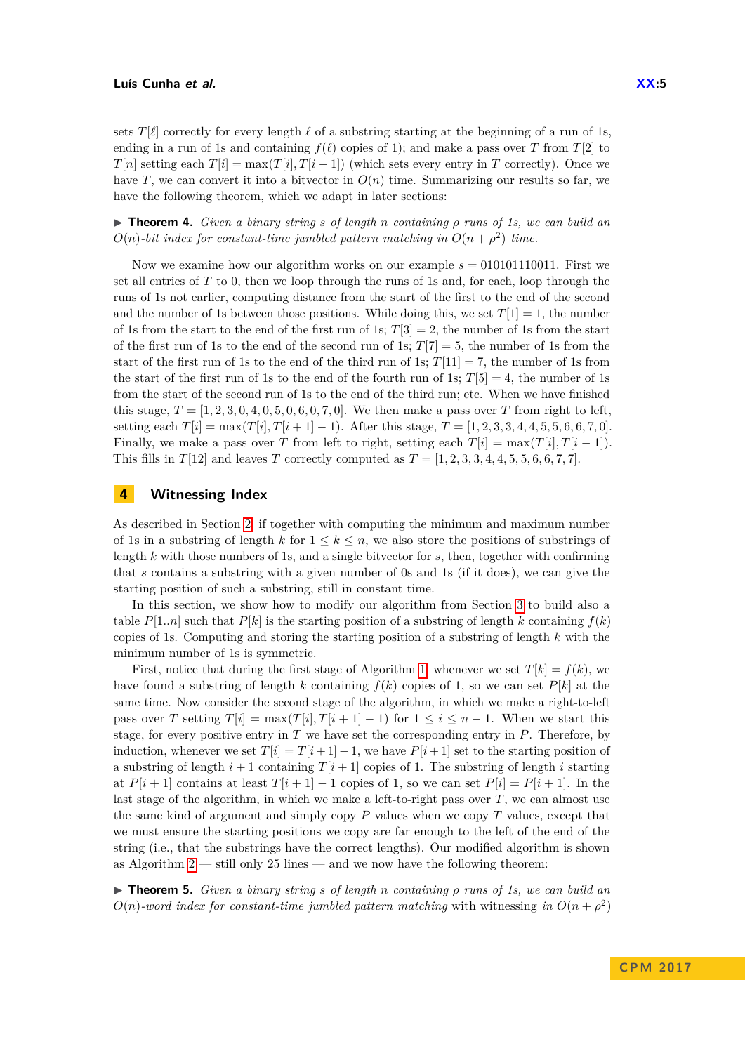sets $T[\ell]$ correctly for every length $\ell$ of a substring starting at the beginning of a run of 1s, ending in a run of 1s and containing $f(\ell)$ copies of 1); and make a pass over $T$ from $T[2]$ to $T[n]$ setting each $T[i] = \max(T[i], T[i-1])$ (which sets every entry in $T$ correctly). Once we have $T$, we can convert it into a bitvector in $O(n)$ time. Summarizing our results so far, we have the following theorem, which we adapt in later sections:

▶ **Theorem 4.** *Given a binary string $s$ of length $n$ containing $\rho$ runs of 1s, we can build an $O(n)$-bit index for constant-time jumbled pattern matching in $O(n + \rho^2)$ time.*

Now we examine how our algorithm works on our example $s = 010101110011$. First we set all entries of $T$ to 0, then we loop through the runs of 1s and, for each, loop through the runs of 1s not earlier, computing distance from the start of the first to the end of the second and the number of 1s between those positions. While doing this, we set $T[1] = 1$, the number of 1s from the start to the end of the first run of 1s; $T[3] = 2$, the number of 1s from the start of the first run of 1s to the end of the second run of 1s; $T[7] = 5$, the number of 1s from the start of the first run of 1s to the end of the third run of 1s; $T[11] = 7$, the number of 1s from the start of the first run of 1s to the end of the fourth run of 1s; $T[5] = 4$, the number of 1s from the start of the second run of 1s to the end of the third run; etc. When we have finished this stage, $T = [1, 2, 3, 0, 4, 0, 5, 0, 6, 0, 7, 0]$. We then make a pass over $T$ from right to left, setting each $T[i] = \max(T[i], T[i+1] - 1)$. After this stage, $T = [1, 2, 3, 3, 4, 4, 5, 5, 6, 6, 7, 0]$. Finally, we make a pass over $T$ from left to right, setting each $T[i] = \max(T[i], T[i-1])$. This fills in $T[12]$ and leaves $T$ correctly computed as $T = [1, 2, 3, 3, 4, 4, 5, 5, 6, 6, 7, 7]$.

## 4 Witnessing Index

As described in Section 2, if together with computing the minimum and maximum number of 1s in a substring of length $k$ for $1 \leq k \leq n$, we also store the positions of substrings of length $k$ with those numbers of 1s, and a single bitvector for $s$, then, together with confirming that $s$ contains a substring with a given number of 0s and 1s (if it does), we can give the starting position of such a substring, still in constant time.

In this section, we show how to modify our algorithm from Section 3 to build also a table $P[1..n]$ such that $P[k]$ is the starting position of a substring of length $k$ containing $f(k)$ copies of 1s. Computing and storing the starting position of a substring of length $k$ with the minimum number of 1s is symmetric.

First, notice that during the first stage of Algorithm 1, whenever we set $T[k] = f(k)$, we have found a substring of length $k$ containing $f(k)$ copies of 1, so we can set $P[k]$ at the same time. Now consider the second stage of the algorithm, in which we make a right-to-left pass over $T$ setting $T[i] = \max(T[i], T[i+1] - 1)$ for $1 \leq i \leq n-1$. When we start this stage, for every positive entry in $T$ we have set the corresponding entry in $P$. Therefore, by induction, whenever we set $T[i] = T[i+1] - 1$, we have $P[i+1]$ set to the starting position of a substring of length $i+1$ containing $T[i+1]$ copies of 1. The substring of length $i$ starting at $P[i+1]$ contains at least $T[i+1] - 1$ copies of 1, so we can set $P[i] = P[i+1]$. In the last stage of the algorithm, in which we make a left-to-right pass over $T$, we can almost use the same kind of argument and simply copy $P$ values when we copy $T$ values, except that we must ensure the starting positions we copy are far enough to the left of the end of the string (i.e., that the substrings have the correct lengths). Our modified algorithm is shown as Algorithm 2 — still only 25 lines — and we now have the following theorem:

▶ **Theorem 5.** *Given a binary string $s$ of length $n$ containing $\rho$ runs of 1s, we can build an $O(n)$-word index for constant-time jumbled pattern matching* with witnessing *in $O(n + \rho^2)$*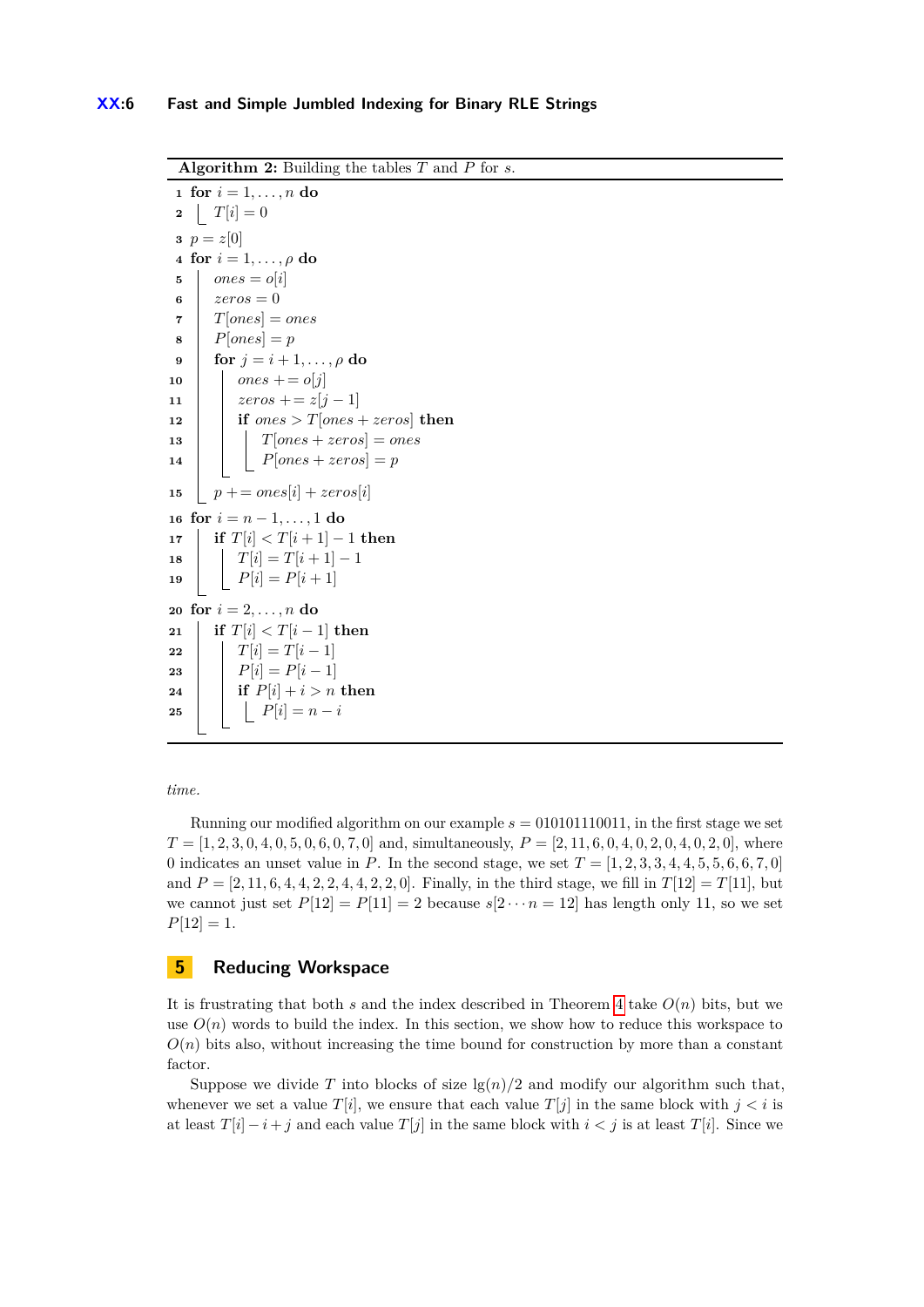**Algorithm 2:** Building the tables $T$ and $P$ for $s$.

```
1  for i = 1, ..., n do
2  |   T[i] = 0
3  p = z[0]
4  for i = 1, ..., ρ do
5  |   ones = o[i]
6  |   zeros = 0
7  |   T[ones] = ones
8  |   P[ones] = p
9  |   for j = i + 1, ..., ρ do
10 |   |   ones += o[j]
11 |   |   zeros += z[j − 1]
12 |   |   if ones > T[ones + zeros] then
13 |   |   |   T[ones + zeros] = ones
14 |   |   |   P[ones + zeros] = p
15 |   p += ones[i] + zeros[i]
16 for i = n − 1, ..., 1 do
17 |   if T[i] < T[i + 1] − 1 then
18 |   |   T[i] = T[i + 1] − 1
19 |   |   P[i] = P[i + 1]
20 for i = 2, ..., n do
21 |   if T[i] < T[i − 1] then
22 |   |   T[i] = T[i − 1]
23 |   |   P[i] = P[i − 1]
24 |   |   if P[i] + i > n then
25 |   |   |   P[i] = n − i
```

*time.*

Running our modified algorithm on our example $s = 010101110011$, in the first stage we set $T = [1, 2, 3, 0, 4, 0, 5, 0, 6, 0, 7, 0]$ and, simultaneously, $P = [2, 11, 6, 0, 4, 0, 2, 0, 4, 0, 2, 0]$, where 0 indicates an unset value in $P$. In the second stage, we set $T = [1, 2, 3, 3, 4, 4, 5, 5, 6, 6, 7, 0]$ and $P = [2, 11, 6, 4, 4, 2, 2, 4, 4, 2, 2, 0]$. Finally, in the third stage, we fill in $T[12] = T[11]$, but we cannot just set $P[12] = P[11] = 2$ because $s[2 \cdots n = 12]$ has length only 11, so we set $P[12] = 1$.

## 5 Reducing Workspace

It is frustrating that both $s$ and the index described in Theorem 4 take $O(n)$ bits, but we use $O(n)$ words to build the index. In this section, we show how to reduce this workspace to $O(n)$ bits also, without increasing the time bound for construction by more than a constant factor.

Suppose we divide $T$ into blocks of size $\lg(n)/2$ and modify our algorithm such that, whenever we set a value $T[i]$, we ensure that each value $T[j]$ in the same block with $j < i$ is at least $T[i] - i + j$ and each value $T[j]$ in the same block with $i < j$ is at least $T[i]$. Since we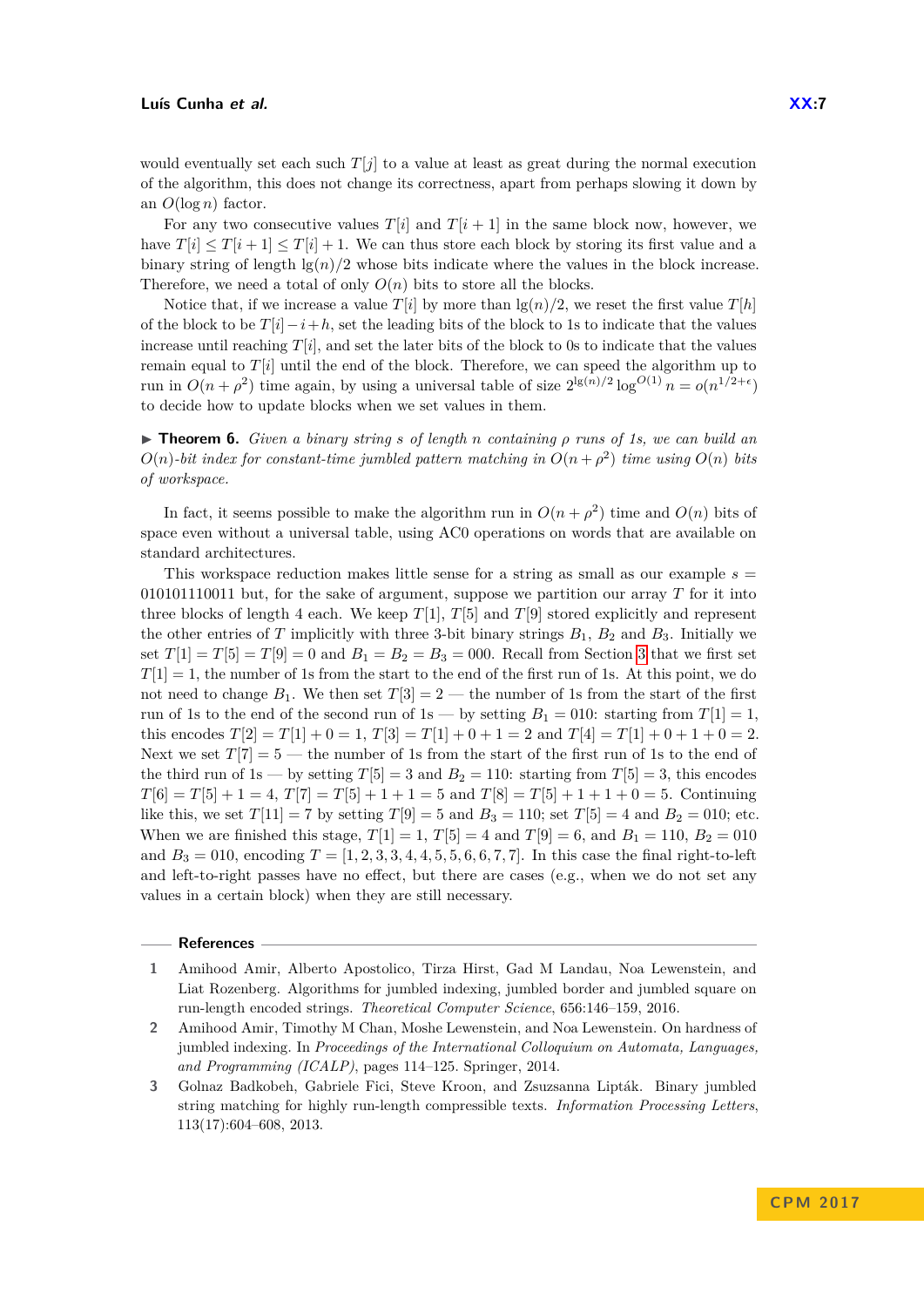would eventually set each such $T[j]$ to a value at least as great during the normal execution of the algorithm, this does not change its correctness, apart from perhaps slowing it down by an $O(\log n)$ factor.

For any two consecutive values $T[i]$ and $T[i+1]$ in the same block now, however, we have $T[i] \leq T[i+1] \leq T[i]+1$. We can thus store each block by storing its first value and a binary string of length $\lg(n)/2$ whose bits indicate where the values in the block increase. Therefore, we need a total of only $O(n)$ bits to store all the blocks.

Notice that, if we increase a value $T[i]$ by more than $\lg(n)/2$, we reset the first value $T[h]$ of the block to be $T[i]-i+h$, set the leading bits of the block to 1s to indicate that the values increase until reaching $T[i]$, and set the later bits of the block to 0s to indicate that the values remain equal to $T[i]$ until the end of the block. Therefore, we can speed the algorithm up to run in $O(n+\rho^2)$ time again, by using a universal table of size $2^{\lg(n)/2} \log^{O(1)} n = o(n^{1/2+\epsilon})$ to decide how to update blocks when we set values in them.

▶ **Theorem 6.** *Given a binary string $s$ of length $n$ containing $\rho$ runs of 1s, we can build an $O(n)$-bit index for constant-time jumbled pattern matching in $O(n+\rho^2)$ time using $O(n)$ bits of workspace.*

In fact, it seems possible to make the algorithm run in $O(n+\rho^2)$ time and $O(n)$ bits of space even without a universal table, using AC0 operations on words that are available on standard architectures.

This workspace reduction makes little sense for a string as small as our example $s =$ 010101110011 but, for the sake of argument, suppose we partition our array $T$ for it into three blocks of length 4 each. We keep $T[1]$, $T[5]$ and $T[9]$ stored explicitly and represent the other entries of $T$ implicitly with three 3-bit binary strings $B_1$, $B_2$ and $B_3$. Initially we set $T[1]=T[5]=T[9]=0$ and $B_1=B_2=B_3=000$. Recall from Section 3 that we first set $T[1]=1$, the number of 1s from the start to the end of the first run of 1s. At this point, we do not need to change $B_1$. We then set $T[3]=2$ — the number of 1s from the start of the first run of 1s to the end of the second run of 1s — by setting $B_1=010$: starting from $T[1]=1$, this encodes $T[2]=T[1]+0=1$, $T[3]=T[1]+0+1=2$ and $T[4]=T[1]+0+1+0=2$. Next we set $T[7]=5$ — the number of 1s from the start of the first run of 1s to the end of the third run of 1s — by setting $T[5]=3$ and $B_2=110$: starting from $T[5]=3$, this encodes $T[6]=T[5]+1=4$, $T[7]=T[5]+1+1=5$ and $T[8]=T[5]+1+1+0=5$. Continuing like this, we set $T[11]=7$ by setting $T[9]=5$ and $B_3=110$; set $T[5]=4$ and $B_2=010$; etc. When we are finished this stage, $T[1]=1$, $T[5]=4$ and $T[9]=6$, and $B_1=110$, $B_2=010$ and $B_3=010$, encoding $T=[1,2,3,3,4,4,5,5,6,6,7,7]$. In this case the final right-to-left and left-to-right passes have no effect, but there are cases (e.g., when we do not set any values in a certain block) when they are still necessary.

## References

1. Amihood Amir, Alberto Apostolico, Tirza Hirst, Gad M Landau, Noa Lewenstein, and Liat Rozenberg. Algorithms for jumbled indexing, jumbled border and jumbled square on run-length encoded strings. *Theoretical Computer Science*, 656:146–159, 2016.
2. Amihood Amir, Timothy M Chan, Moshe Lewenstein, and Noa Lewenstein. On hardness of jumbled indexing. In *Proceedings of the International Colloquium on Automata, Languages, and Programming (ICALP)*, pages 114–125. Springer, 2014.
3. Golnaz Badkobeh, Gabriele Fici, Steve Kroon, and Zsuzsanna Lipták. Binary jumbled string matching for highly run-length compressible texts. *Information Processing Letters*, 113(17):604–608, 2013.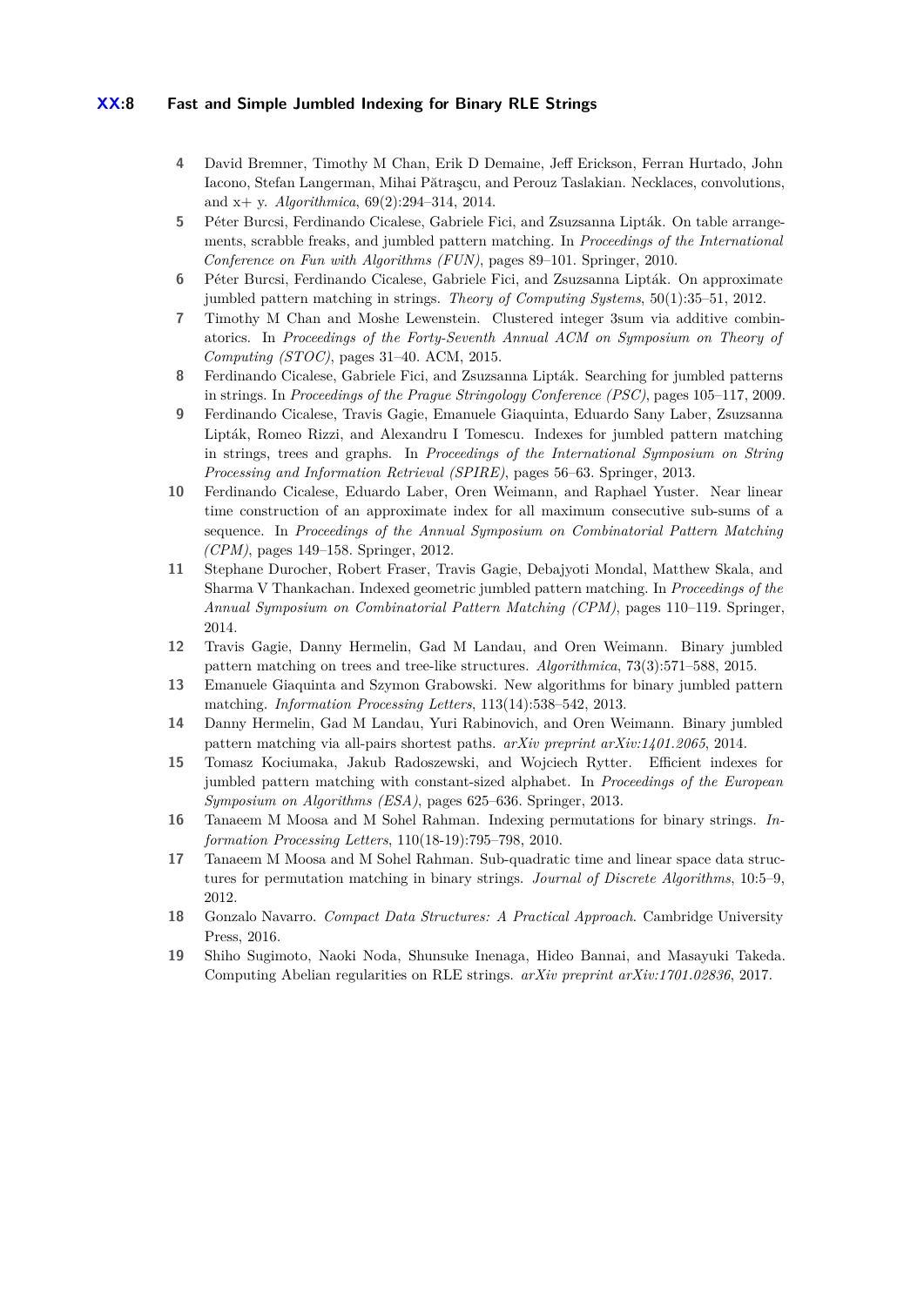4 David Bremner, Timothy M Chan, Erik D Demaine, Jeff Erickson, Ferran Hurtado, John Iacono, Stefan Langerman, Mihai Pătraşcu, and Perouz Taslakian. Necklaces, convolutions, and x+ y. *Algorithmica*, 69(2):294–314, 2014.

5 Péter Burcsi, Ferdinando Cicalese, Gabriele Fici, and Zsuzsanna Lipták. On table arrangements, scrabble freaks, and jumbled pattern matching. In *Proceedings of the International Conference on Fun with Algorithms (FUN)*, pages 89–101. Springer, 2010.

6 Péter Burcsi, Ferdinando Cicalese, Gabriele Fici, and Zsuzsanna Lipták. On approximate jumbled pattern matching in strings. *Theory of Computing Systems*, 50(1):35–51, 2012.

7 Timothy M Chan and Moshe Lewenstein. Clustered integer 3sum via additive combinatorics. In *Proceedings of the Forty-Seventh Annual ACM on Symposium on Theory of Computing (STOC)*, pages 31–40. ACM, 2015.

8 Ferdinando Cicalese, Gabriele Fici, and Zsuzsanna Lipták. Searching for jumbled patterns in strings. In *Proceedings of the Prague Stringology Conference (PSC)*, pages 105–117, 2009.

9 Ferdinando Cicalese, Travis Gagie, Emanuele Giaquinta, Eduardo Sany Laber, Zsuzsanna Lipták, Romeo Rizzi, and Alexandru I Tomescu. Indexes for jumbled pattern matching in strings, trees and graphs. In *Proceedings of the International Symposium on String Processing and Information Retrieval (SPIRE)*, pages 56–63. Springer, 2013.

10 Ferdinando Cicalese, Eduardo Laber, Oren Weimann, and Raphael Yuster. Near linear time construction of an approximate index for all maximum consecutive sub-sums of a sequence. In *Proceedings of the Annual Symposium on Combinatorial Pattern Matching (CPM)*, pages 149–158. Springer, 2012.

11 Stephane Durocher, Robert Fraser, Travis Gagie, Debajyoti Mondal, Matthew Skala, and Sharma V Thankachan. Indexed geometric jumbled pattern matching. In *Proceedings of the Annual Symposium on Combinatorial Pattern Matching (CPM)*, pages 110–119. Springer, 2014.

12 Travis Gagie, Danny Hermelin, Gad M Landau, and Oren Weimann. Binary jumbled pattern matching on trees and tree-like structures. *Algorithmica*, 73(3):571–588, 2015.

13 Emanuele Giaquinta and Szymon Grabowski. New algorithms for binary jumbled pattern matching. *Information Processing Letters*, 113(14):538–542, 2013.

14 Danny Hermelin, Gad M Landau, Yuri Rabinovich, and Oren Weimann. Binary jumbled pattern matching via all-pairs shortest paths. *arXiv preprint arXiv:1401.2065*, 2014.

15 Tomasz Kociumaka, Jakub Radoszewski, and Wojciech Rytter. Efficient indexes for jumbled pattern matching with constant-sized alphabet. In *Proceedings of the European Symposium on Algorithms (ESA)*, pages 625–636. Springer, 2013.

16 Tanaeem M Moosa and M Sohel Rahman. Indexing permutations for binary strings. *Information Processing Letters*, 110(18-19):795–798, 2010.

17 Tanaeem M Moosa and M Sohel Rahman. Sub-quadratic time and linear space data structures for permutation matching in binary strings. *Journal of Discrete Algorithms*, 10:5–9, 2012.

18 Gonzalo Navarro. *Compact Data Structures: A Practical Approach*. Cambridge University Press, 2016.

19 Shiho Sugimoto, Naoki Noda, Shunsuke Inenaga, Hideo Bannai, and Masayuki Takeda. Computing Abelian regularities on RLE strings. *arXiv preprint arXiv:1701.02836*, 2017.